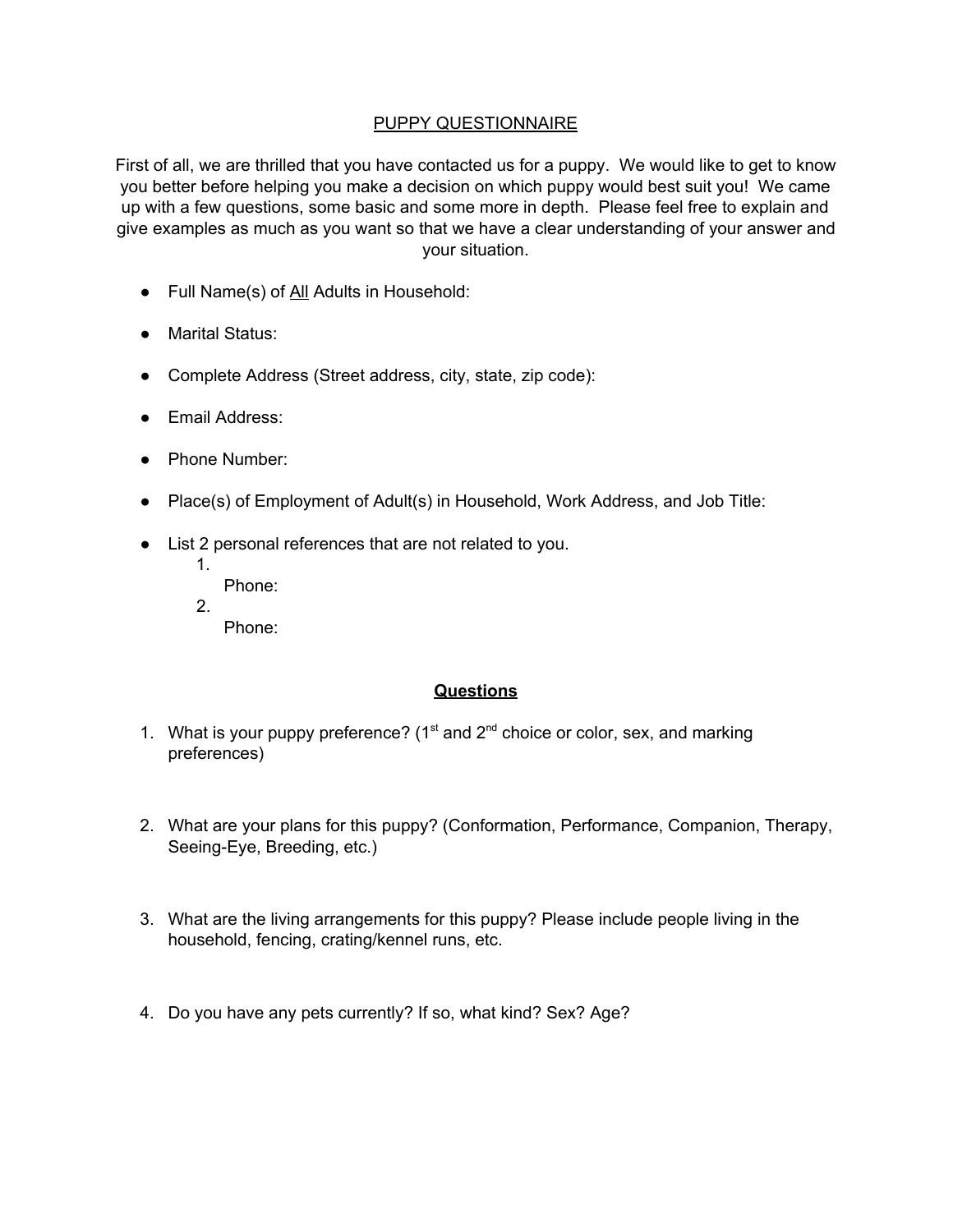# PUPPY QUESTIONNAIRE

First of all, we are thrilled that you have contacted us for a puppy. We would like to get to know you better before helping you make a decision on which puppy would best suit you! We came up with a few questions, some basic and some more in depth. Please feel free to explain and give examples as much as you want so that we have a clear understanding of your answer and your situation.

- Full Name(s) of All Adults in Household:
- Marital Status:
- Complete Address (Street address, city, state, zip code):
- Email Address:
- Phone Number:
- Place(s) of Employment of Adult(s) in Household, Work Address, and Job Title:
- List 2 personal references that are not related to you.
  1. 
     Phone:
  2. 
     Phone:

## Questions

1. What is your puppy preference? (1st and 2nd choice or color, sex, and marking preferences)

2. What are your plans for this puppy? (Conformation, Performance, Companion, Therapy, Seeing-Eye, Breeding, etc.)

3. What are the living arrangements for this puppy? Please include people living in the household, fencing, crating/kennel runs, etc.

4. Do you have any pets currently? If so, what kind? Sex? Age?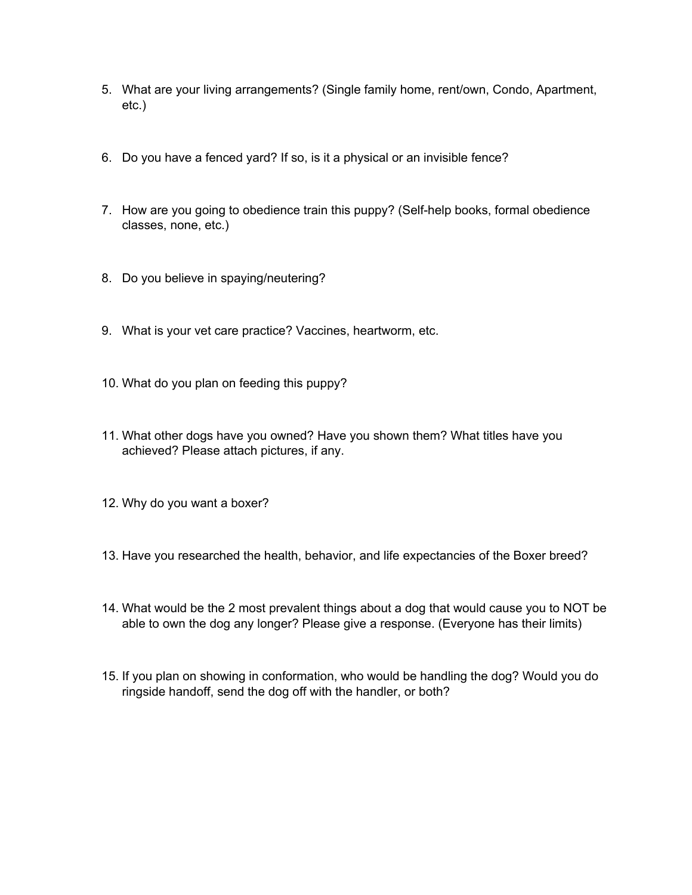5. What are your living arrangements? (Single family home, rent/own, Condo, Apartment, etc.)

6. Do you have a fenced yard? If so, is it a physical or an invisible fence?

7. How are you going to obedience train this puppy? (Self-help books, formal obedience classes, none, etc.)

8. Do you believe in spaying/neutering?

9. What is your vet care practice? Vaccines, heartworm, etc.

10. What do you plan on feeding this puppy?

11. What other dogs have you owned? Have you shown them? What titles have you achieved? Please attach pictures, if any.

12. Why do you want a boxer?

13. Have you researched the health, behavior, and life expectancies of the Boxer breed?

14. What would be the 2 most prevalent things about a dog that would cause you to NOT be able to own the dog any longer? Please give a response. (Everyone has their limits)

15. If you plan on showing in conformation, who would be handling the dog? Would you do ringside handoff, send the dog off with the handler, or both?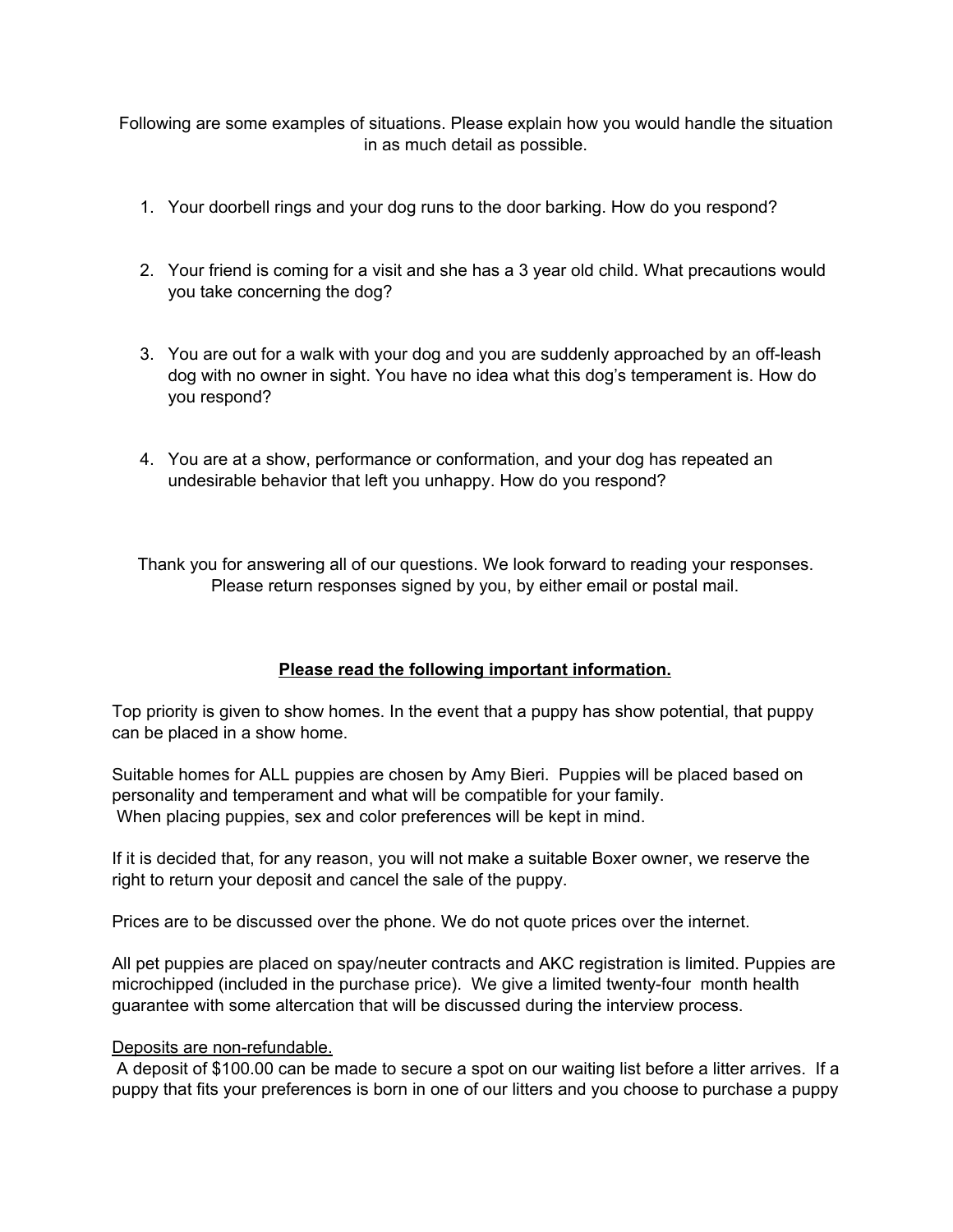Following are some examples of situations. Please explain how you would handle the situation in as much detail as possible.

1. Your doorbell rings and your dog runs to the door barking. How do you respond?

2. Your friend is coming for a visit and she has a 3 year old child. What precautions would you take concerning the dog?

3. You are out for a walk with your dog and you are suddenly approached by an off-leash dog with no owner in sight. You have no idea what this dog's temperament is. How do you respond?

4. You are at a show, performance or conformation, and your dog has repeated an undesirable behavior that left you unhappy. How do you respond?

Thank you for answering all of our questions. We look forward to reading your responses. Please return responses signed by you, by either email or postal mail.

**Please read the following important information.**

Top priority is given to show homes. In the event that a puppy has show potential, that puppy can be placed in a show home.

Suitable homes for ALL puppies are chosen by Amy Bieri. Puppies will be placed based on personality and temperament and what will be compatible for your family.
When placing puppies, sex and color preferences will be kept in mind.

If it is decided that, for any reason, you will not make a suitable Boxer owner, we reserve the right to return your deposit and cancel the sale of the puppy.

Prices are to be discussed over the phone. We do not quote prices over the internet.

All pet puppies are placed on spay/neuter contracts and AKC registration is limited. Puppies are microchipped (included in the purchase price). We give a limited twenty-four month health guarantee with some altercation that will be discussed during the interview process.

Deposits are non-refundable.
A deposit of $100.00 can be made to secure a spot on our waiting list before a litter arrives. If a puppy that fits your preferences is born in one of our litters and you choose to purchase a puppy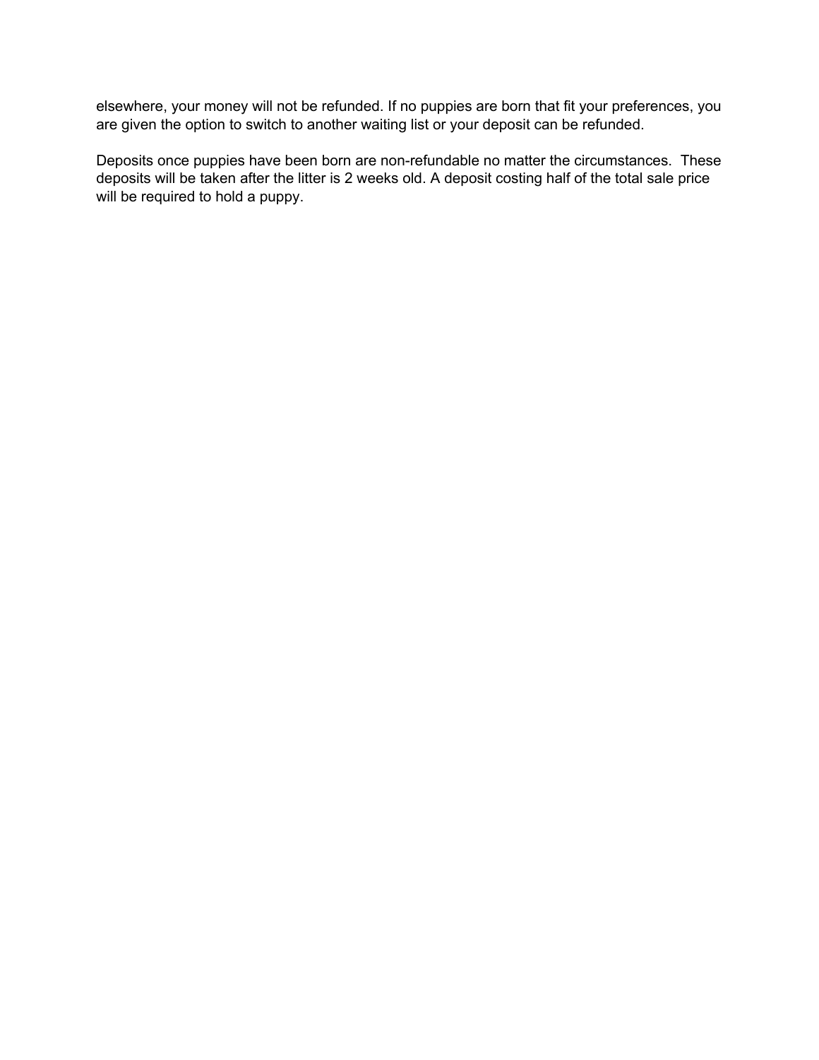elsewhere, your money will not be refunded. If no puppies are born that fit your preferences, you are given the option to switch to another waiting list or your deposit can be refunded.

Deposits once puppies have been born are non-refundable no matter the circumstances. These deposits will be taken after the litter is 2 weeks old. A deposit costing half of the total sale price will be required to hold a puppy.